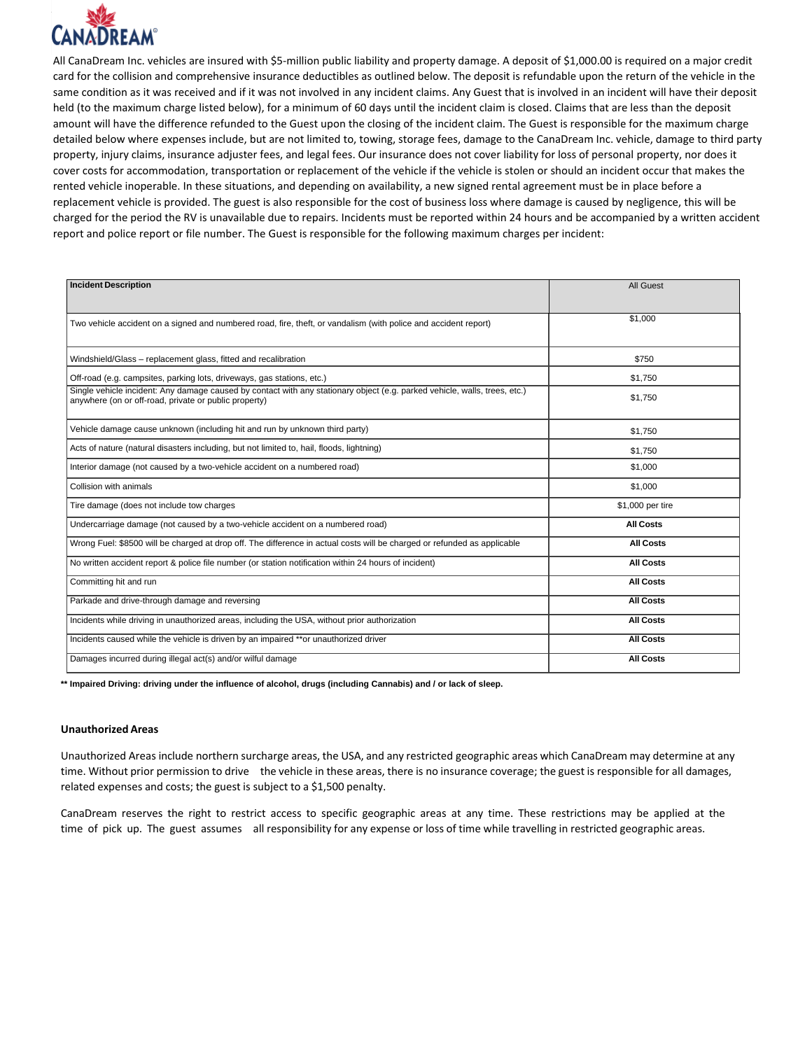All CanaDream Inc. vehicles are insured with $5-million public liability and property damage. A deposit of $1,000.00 is required on a major credit card for the collision and comprehensive insurance deductibles as outlined below. The deposit is refundable upon the return of the vehicle in the same condition as it was received and if it was not involved in any incident claims. Any Guest that is involved in an incident will have their deposit held (to the maximum charge listed below), for a minimum of 60 days until the incident claim is closed. Claims that are less than the deposit amount will have the difference refunded to the Guest upon the closing of the incident claim. The Guest is responsible for the maximum charge detailed below where expenses include, but are not limited to, towing, storage fees, damage to the CanaDream Inc. vehicle, damage to third party property, injury claims, insurance adjuster fees, and legal fees. Our insurance does not cover liability for loss of personal property, nor does it cover costs for accommodation, transportation or replacement of the vehicle if the vehicle is stolen or should an incident occur that makes the rented vehicle inoperable. In these situations, and depending on availability, a new signed rental agreement must be in place before a replacement vehicle is provided. The guest is also responsible for the cost of business loss where damage is caused by negligence, this will be charged for the period the RV is unavailable due to repairs. Incidents must be reported within 24 hours and be accompanied by a written accident report and police report or file number. The Guest is responsible for the following maximum charges per incident:

| **Incident Description** | All Guest |
|---|---|
| Two vehicle accident on a signed and numbered road, fire, theft, or vandalism (with police and accident report) | $1,000 |
| Windshield/Glass – replacement glass, fitted and recalibration | $750 |
| Off-road (e.g. campsites, parking lots, driveways, gas stations, etc.) | $1,750 |
| Single vehicle incident: Any damage caused by contact with any stationary object (e.g. parked vehicle, walls, trees, etc.) anywhere (on or off-road, private or public property) | $1,750 |
| Vehicle damage cause unknown (including hit and run by unknown third party) | $1,750 |
| Acts of nature (natural disasters including, but not limited to, hail, floods, lightning) | $1,750 |
| Interior damage (not caused by a two-vehicle accident on a numbered road) | $1,000 |
| Collision with animals | $1,000 |
| Tire damage (does not include tow charges | $1,000 per tire |
| Undercarriage damage (not caused by a two-vehicle accident on a numbered road) | **All Costs** |
| Wrong Fuel: $8500 will be charged at drop off. The difference in actual costs will be charged or refunded as applicable | **All Costs** |
| No written accident report & police file number (or station notification within 24 hours of incident) | **All Costs** |
| Committing hit and run | **All Costs** |
| Parkade and drive-through damage and reversing | **All Costs** |
| Incidents while driving in unauthorized areas, including the USA, without prior authorization | **All Costs** |
| Incidents caused while the vehicle is driven by an impaired **or unauthorized driver | **All Costs** |
| Damages incurred during illegal act(s) and/or wilful damage | **All Costs** |

**\*\* Impaired Driving: driving under the influence of alcohol, drugs (including Cannabis) and / or lack of sleep.**

**Unauthorized Areas**

Unauthorized Areas include northern surcharge areas, the USA, and any restricted geographic areas which CanaDream may determine at any time. Without prior permission to drive the vehicle in these areas, there is no insurance coverage; the guest is responsible for all damages, related expenses and costs; the guest is subject to a $1,500 penalty.

CanaDream reserves the right to restrict access to specific geographic areas at any time. These restrictions may be applied at the time of pick up. The guest assumes all responsibility for any expense or loss of time while travelling in restricted geographic areas.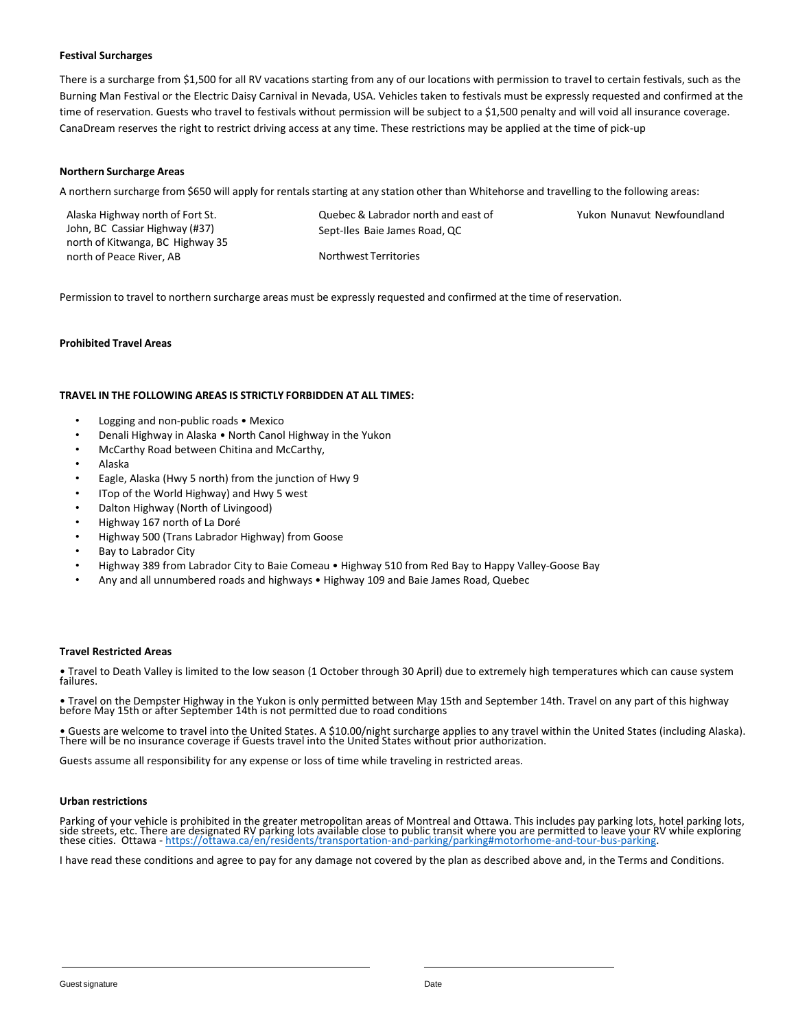**Festival Surcharges**

There is a surcharge from $1,500 for all RV vacations starting from any of our locations with permission to travel to certain festivals, such as the Burning Man Festival or the Electric Daisy Carnival in Nevada, USA. Vehicles taken to festivals must be expressly requested and confirmed at the time of reservation. Guests who travel to festivals without permission will be subject to a $1,500 penalty and will void all insurance coverage. CanaDream reserves the right to restrict driving access at any time. These restrictions may be applied at the time of pick-up

**Northern Surcharge Areas**

A northern surcharge from $650 will apply for rentals starting at any station other than Whitehorse and travelling to the following areas:

Alaska Highway north of Fort St. John, BC Cassiar Highway (#37) north of Kitwanga, BC Highway 35 north of Peace River, AB

Quebec & Labrador north and east of Sept-Iles Baie James Road, QC

Northwest Territories

Yukon Nunavut Newfoundland

Permission to travel to northern surcharge areas must be expressly requested and confirmed at the time of reservation.

**Prohibited Travel Areas**

**TRAVEL IN THE FOLLOWING AREAS IS STRICTLY FORBIDDEN AT ALL TIMES:**

- Logging and non-public roads • Mexico
- Denali Highway in Alaska • North Canol Highway in the Yukon
- McCarthy Road between Chitina and McCarthy,
- Alaska
- Eagle, Alaska (Hwy 5 north) from the junction of Hwy 9
- ITop of the World Highway) and Hwy 5 west
- Dalton Highway (North of Livingood)
- Highway 167 north of La Doré
- Highway 500 (Trans Labrador Highway) from Goose
- Bay to Labrador City
- Highway 389 from Labrador City to Baie Comeau • Highway 510 from Red Bay to Happy Valley-Goose Bay
- Any and all unnumbered roads and highways • Highway 109 and Baie James Road, Quebec

**Travel Restricted Areas**

• Travel to Death Valley is limited to the low season (1 October through 30 April) due to extremely high temperatures which can cause system failures.

• Travel on the Dempster Highway in the Yukon is only permitted between May 15th and September 14th. Travel on any part of this highway before May 15th or after September 14th is not permitted due to road conditions

• Guests are welcome to travel into the United States. A $10.00/night surcharge applies to any travel within the United States (including Alaska). There will be no insurance coverage if Guests travel into the United States without prior authorization.

Guests assume all responsibility for any expense or loss of time while traveling in restricted areas.

**Urban restrictions**

Parking of your vehicle is prohibited in the greater metropolitan areas of Montreal and Ottawa. This includes pay parking lots, hotel parking lots, side streets, etc. There are designated RV parking lots available close to public transit where you are permitted to leave your RV while exploring these cities. Ottawa - https://ottawa.ca/en/residents/transportation-and-parking/parking#motorhome-and-tour-bus-parking.

I have read these conditions and agree to pay for any damage not covered by the plan as described above and, in the Terms and Conditions.

Guest signature

Date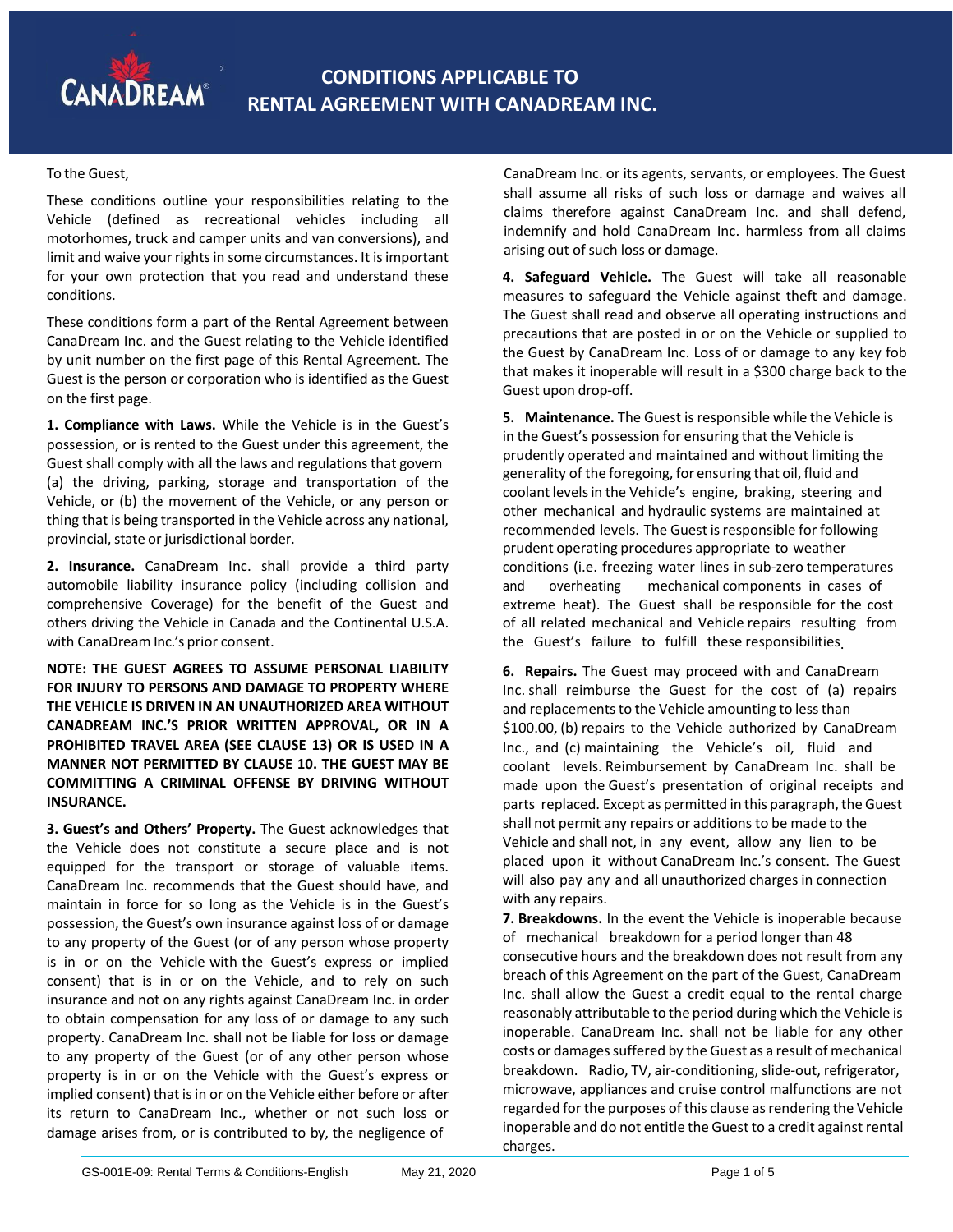# CONDITIONS APPLICABLE TO RENTAL AGREEMENT WITH CANADREAM INC.

To the Guest,

These conditions outline your responsibilities relating to the Vehicle (defined as recreational vehicles including all motorhomes, truck and camper units and van conversions), and limit and waive your rights in some circumstances. It is important for your own protection that you read and understand these conditions.

These conditions form a part of the Rental Agreement between CanaDream Inc. and the Guest relating to the Vehicle identified by unit number on the first page of this Rental Agreement. The Guest is the person or corporation who is identified as the Guest on the first page.

**1. Compliance with Laws.** While the Vehicle is in the Guest's possession, or is rented to the Guest under this agreement, the Guest shall comply with all the laws and regulations that govern (a) the driving, parking, storage and transportation of the Vehicle, or (b) the movement of the Vehicle, or any person or thing that is being transported in the Vehicle across any national, provincial, state or jurisdictional border.

**2. Insurance.** CanaDream Inc. shall provide a third party automobile liability insurance policy (including collision and comprehensive Coverage) for the benefit of the Guest and others driving the Vehicle in Canada and the Continental U.S.A. with CanaDream Inc.'s prior consent.

**NOTE: THE GUEST AGREES TO ASSUME PERSONAL LIABILITY FOR INJURY TO PERSONS AND DAMAGE TO PROPERTY WHERE THE VEHICLE IS DRIVEN IN AN UNAUTHORIZED AREA WITHOUT CANADREAM INC.'S PRIOR WRITTEN APPROVAL, OR IN A PROHIBITED TRAVEL AREA (SEE CLAUSE 13) OR IS USED IN A MANNER NOT PERMITTED BY CLAUSE 10. THE GUEST MAY BE COMMITTING A CRIMINAL OFFENSE BY DRIVING WITHOUT INSURANCE.**

**3. Guest's and Others' Property.** The Guest acknowledges that the Vehicle does not constitute a secure place and is not equipped for the transport or storage of valuable items. CanaDream Inc. recommends that the Guest should have, and maintain in force for so long as the Vehicle is in the Guest's possession, the Guest's own insurance against loss of or damage to any property of the Guest (or of any person whose property is in or on the Vehicle with the Guest's express or implied consent) that is in or on the Vehicle, and to rely on such insurance and not on any rights against CanaDream Inc. in order to obtain compensation for any loss of or damage to any such property. CanaDream Inc. shall not be liable for loss or damage to any property of the Guest (or of any other person whose property is in or on the Vehicle with the Guest's express or implied consent) that is in or on the Vehicle either before or after its return to CanaDream Inc., whether or not such loss or damage arises from, or is contributed to by, the negligence of CanaDream Inc. or its agents, servants, or employees. The Guest shall assume all risks of such loss or damage and waives all claims therefore against CanaDream Inc. and shall defend, indemnify and hold CanaDream Inc. harmless from all claims arising out of such loss or damage.

**4. Safeguard Vehicle.** The Guest will take all reasonable measures to safeguard the Vehicle against theft and damage. The Guest shall read and observe all operating instructions and precautions that are posted in or on the Vehicle or supplied to the Guest by CanaDream Inc. Loss of or damage to any key fob that makes it inoperable will result in a $300 charge back to the Guest upon drop-off.

**5. Maintenance.** The Guest is responsible while the Vehicle is in the Guest's possession for ensuring that the Vehicle is prudently operated and maintained and without limiting the generality of the foregoing, for ensuring that oil, fluid and coolant levels in the Vehicle's engine, braking, steering and other mechanical and hydraulic systems are maintained at recommended levels. The Guest is responsible for following prudent operating procedures appropriate to weather conditions (i.e. freezing water lines in sub-zero temperatures and overheating mechanical components in cases of extreme heat). The Guest shall be responsible for the cost of all related mechanical and Vehicle repairs resulting from the Guest's failure to fulfill these responsibilities.

**6. Repairs.** The Guest may proceed with and CanaDream Inc. shall reimburse the Guest for the cost of (a) repairs and replacements to the Vehicle amounting to less than $100.00, (b) repairs to the Vehicle authorized by CanaDream Inc., and (c) maintaining the Vehicle's oil, fluid and coolant levels. Reimbursement by CanaDream Inc. shall be made upon the Guest's presentation of original receipts and parts replaced. Except as permitted in this paragraph, the Guest shall not permit any repairs or additions to be made to the Vehicle and shall not, in any event, allow any lien to be placed upon it without CanaDream Inc.'s consent. The Guest will also pay any and all unauthorized charges in connection with any repairs.

**7. Breakdowns.** In the event the Vehicle is inoperable because of mechanical breakdown for a period longer than 48 consecutive hours and the breakdown does not result from any breach of this Agreement on the part of the Guest, CanaDream Inc. shall allow the Guest a credit equal to the rental charge reasonably attributable to the period during which the Vehicle is inoperable. CanaDream Inc. shall not be liable for any other costs or damages suffered by the Guest as a result of mechanical breakdown. Radio, TV, air-conditioning, slide-out, refrigerator, microwave, appliances and cruise control malfunctions are not regarded for the purposes of this clause as rendering the Vehicle inoperable and do not entitle the Guest to a credit against rental charges.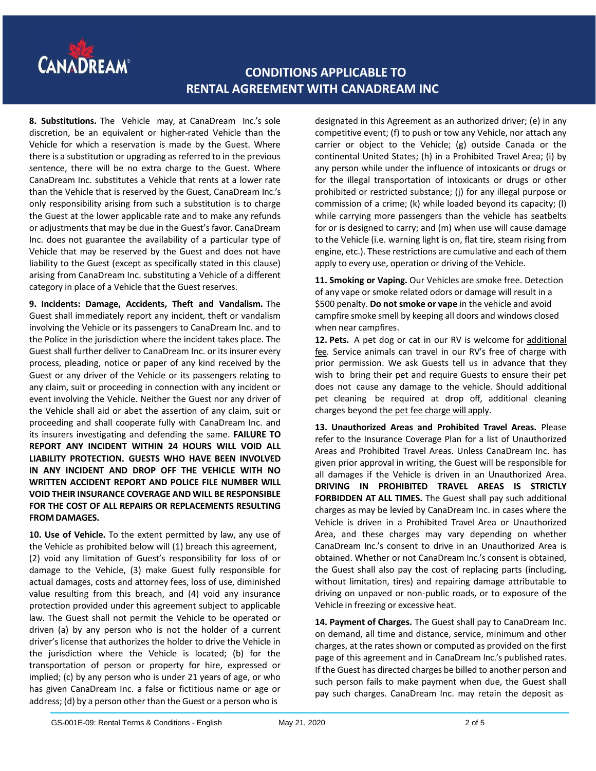# CONDITIONS APPLICABLE TO RENTAL AGREEMENT WITH CANADREAM INC

**8. Substitutions.** The Vehicle may, at CanaDream Inc.'s sole discretion, be an equivalent or higher-rated Vehicle than the Vehicle for which a reservation is made by the Guest. Where there is a substitution or upgrading as referred to in the previous sentence, there will be no extra charge to the Guest. Where CanaDream Inc. substitutes a Vehicle that rents at a lower rate than the Vehicle that is reserved by the Guest, CanaDream Inc.'s only responsibility arising from such a substitution is to charge the Guest at the lower applicable rate and to make any refunds or adjustments that may be due in the Guest's favor. CanaDream Inc. does not guarantee the availability of a particular type of Vehicle that may be reserved by the Guest and does not have liability to the Guest (except as specifically stated in this clause) arising from CanaDream Inc. substituting a Vehicle of a different category in place of a Vehicle that the Guest reserves.

**9. Incidents: Damage, Accidents, Theft and Vandalism.** The Guest shall immediately report any incident, theft or vandalism involving the Vehicle or its passengers to CanaDream Inc. and to the Police in the jurisdiction where the incident takes place. The Guest shall further deliver to CanaDream Inc. or its insurer every process, pleading, notice or paper of any kind received by the Guest or any driver of the Vehicle or its passengers relating to any claim, suit or proceeding in connection with any incident or event involving the Vehicle. Neither the Guest nor any driver of the Vehicle shall aid or abet the assertion of any claim, suit or proceeding and shall cooperate fully with CanaDream Inc. and its insurers investigating and defending the same. **FAILURE TO REPORT ANY INCIDENT WITHIN 24 HOURS WILL VOID ALL LIABILITY PROTECTION. GUESTS WHO HAVE BEEN INVOLVED IN ANY INCIDENT AND DROP OFF THE VEHICLE WITH NO WRITTEN ACCIDENT REPORT AND POLICE FILE NUMBER WILL VOID THEIR INSURANCE COVERAGE AND WILL BE RESPONSIBLE FOR THE COST OF ALL REPAIRS OR REPLACEMENTS RESULTING FROM DAMAGES.**

**10. Use of Vehicle.** To the extent permitted by law, any use of the Vehicle as prohibited below will (1) breach this agreement, (2) void any limitation of Guest's responsibility for loss of or damage to the Vehicle, (3) make Guest fully responsible for actual damages, costs and attorney fees, loss of use, diminished value resulting from this breach, and (4) void any insurance protection provided under this agreement subject to applicable law. The Guest shall not permit the Vehicle to be operated or driven (a) by any person who is not the holder of a current driver's license that authorizes the holder to drive the Vehicle in the jurisdiction where the Vehicle is located; (b) for the transportation of person or property for hire, expressed or implied; (c) by any person who is under 21 years of age, or who has given CanaDream Inc. a false or fictitious name or age or address; (d) by a person other than the Guest or a person who is designated in this Agreement as an authorized driver; (e) in any competitive event; (f) to push or tow any Vehicle, nor attach any carrier or object to the Vehicle; (g) outside Canada or the continental United States; (h) in a Prohibited Travel Area; (i) by any person while under the influence of intoxicants or drugs or for the illegal transportation of intoxicants or drugs or other prohibited or restricted substance; (j) for any illegal purpose or commission of a crime; (k) while loaded beyond its capacity; (l) while carrying more passengers than the vehicle has seatbelts for or is designed to carry; and (m) when use will cause damage to the Vehicle (i.e. warning light is on, flat tire, steam rising from engine, etc.). These restrictions are cumulative and each of them apply to every use, operation or driving of the Vehicle.

**11. Smoking or Vaping.** Our Vehicles are smoke free. Detection of any vape or smoke related odors or damage will result in a $500 penalty. **Do not smoke or vape** in the vehicle and avoid campfire smoke smell by keeping all doors and windows closed when near campfires.

**12. Pets.** A pet dog or cat in our RV is welcome for additional fee. Service animals can travel in our RV's free of charge with prior permission. We ask Guests tell us in advance that they wish to bring their pet and require Guests to ensure their pet does not cause any damage to the vehicle. Should additional pet cleaning be required at drop off, additional cleaning charges beyond the pet fee charge will apply.

**13. Unauthorized Areas and Prohibited Travel Areas.** Please refer to the Insurance Coverage Plan for a list of Unauthorized Areas and Prohibited Travel Areas. Unless CanaDream Inc. has given prior approval in writing, the Guest will be responsible for all damages if the Vehicle is driven in an Unauthorized Area. **DRIVING IN PROHIBITED TRAVEL AREAS IS STRICTLY FORBIDDEN AT ALL TIMES.** The Guest shall pay such additional charges as may be levied by CanaDream Inc. in cases where the Vehicle is driven in a Prohibited Travel Area or Unauthorized Area, and these charges may vary depending on whether CanaDream Inc.'s consent to drive in an Unauthorized Area is obtained. Whether or not CanaDream Inc.'s consent is obtained, the Guest shall also pay the cost of replacing parts (including, without limitation, tires) and repairing damage attributable to driving on unpaved or non-public roads, or to exposure of the Vehicle in freezing or excessive heat.

**14. Payment of Charges.** The Guest shall pay to CanaDream Inc. on demand, all time and distance, service, minimum and other charges, at the rates shown or computed as provided on the first page of this agreement and in CanaDream Inc.'s published rates. If the Guest has directed charges be billed to another person and such person fails to make payment when due, the Guest shall pay such charges. CanaDream Inc. may retain the deposit as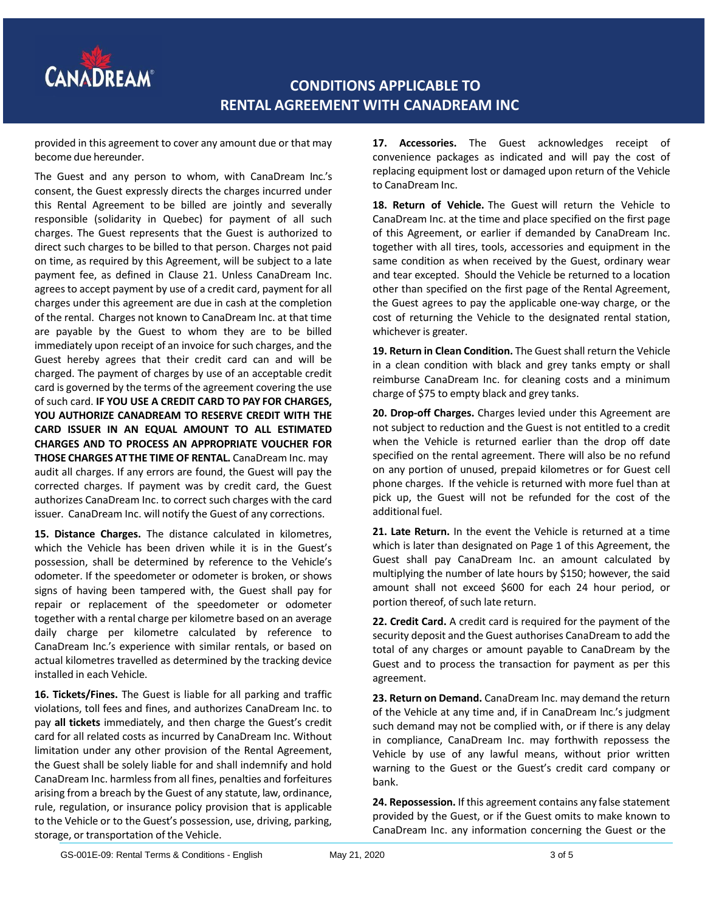provided in this agreement to cover any amount due or that may become due hereunder.

The Guest and any person to whom, with CanaDream Inc.'s consent, the Guest expressly directs the charges incurred under this Rental Agreement to be billed are jointly and severally responsible (solidarity in Quebec) for payment of all such charges. The Guest represents that the Guest is authorized to direct such charges to be billed to that person. Charges not paid on time, as required by this Agreement, will be subject to a late payment fee, as defined in Clause 21. Unless CanaDream Inc. agrees to accept payment by use of a credit card, payment for all charges under this agreement are due in cash at the completion of the rental. Charges not known to CanaDream Inc. at that time are payable by the Guest to whom they are to be billed immediately upon receipt of an invoice for such charges, and the Guest hereby agrees that their credit card can and will be charged. The payment of charges by use of an acceptable credit card is governed by the terms of the agreement covering the use of such card. **IF YOU USE A CREDIT CARD TO PAY FOR CHARGES, YOU AUTHORIZE CANADREAM TO RESERVE CREDIT WITH THE CARD ISSUER IN AN EQUAL AMOUNT TO ALL ESTIMATED CHARGES AND TO PROCESS AN APPROPRIATE VOUCHER FOR THOSE CHARGES AT THE TIME OF RENTAL.** CanaDream Inc. may audit all charges. If any errors are found, the Guest will pay the corrected charges. If payment was by credit card, the Guest authorizes CanaDream Inc. to correct such charges with the card issuer. CanaDream Inc. will notify the Guest of any corrections.

**15. Distance Charges.** The distance calculated in kilometres, which the Vehicle has been driven while it is in the Guest's possession, shall be determined by reference to the Vehicle's odometer. If the speedometer or odometer is broken, or shows signs of having been tampered with, the Guest shall pay for repair or replacement of the speedometer or odometer together with a rental charge per kilometre based on an average daily charge per kilometre calculated by reference to CanaDream Inc.'s experience with similar rentals, or based on actual kilometres travelled as determined by the tracking device installed in each Vehicle.

**16. Tickets/Fines.** The Guest is liable for all parking and traffic violations, toll fees and fines, and authorizes CanaDream Inc. to pay **all tickets** immediately, and then charge the Guest's credit card for all related costs as incurred by CanaDream Inc. Without limitation under any other provision of the Rental Agreement, the Guest shall be solely liable for and shall indemnify and hold CanaDream Inc. harmless from all fines, penalties and forfeitures arising from a breach by the Guest of any statute, law, ordinance, rule, regulation, or insurance policy provision that is applicable to the Vehicle or to the Guest's possession, use, driving, parking, storage, or transportation of the Vehicle.

**17. Accessories.** The Guest acknowledges receipt of convenience packages as indicated and will pay the cost of replacing equipment lost or damaged upon return of the Vehicle to CanaDream Inc.

**18. Return of Vehicle.** The Guest will return the Vehicle to CanaDream Inc. at the time and place specified on the first page of this Agreement, or earlier if demanded by CanaDream Inc. together with all tires, tools, accessories and equipment in the same condition as when received by the Guest, ordinary wear and tear excepted. Should the Vehicle be returned to a location other than specified on the first page of the Rental Agreement, the Guest agrees to pay the applicable one-way charge, or the cost of returning the Vehicle to the designated rental station, whichever is greater.

**19. Return in Clean Condition.** The Guest shall return the Vehicle in a clean condition with black and grey tanks empty or shall reimburse CanaDream Inc. for cleaning costs and a minimum charge of $75 to empty black and grey tanks.

**20. Drop-off Charges.** Charges levied under this Agreement are not subject to reduction and the Guest is not entitled to a credit when the Vehicle is returned earlier than the drop off date specified on the rental agreement. There will also be no refund on any portion of unused, prepaid kilometres or for Guest cell phone charges. If the vehicle is returned with more fuel than at pick up, the Guest will not be refunded for the cost of the additional fuel.

**21. Late Return.** In the event the Vehicle is returned at a time which is later than designated on Page 1 of this Agreement, the Guest shall pay CanaDream Inc. an amount calculated by multiplying the number of late hours by $150; however, the said amount shall not exceed $600 for each 24 hour period, or portion thereof, of such late return.

**22. Credit Card.** A credit card is required for the payment of the security deposit and the Guest authorises CanaDream to add the total of any charges or amount payable to CanaDream by the Guest and to process the transaction for payment as per this agreement.

**23. Return on Demand.** CanaDream Inc. may demand the return of the Vehicle at any time and, if in CanaDream Inc.'s judgment such demand may not be complied with, or if there is any delay in compliance, CanaDream Inc. may forthwith repossess the Vehicle by use of any lawful means, without prior written warning to the Guest or the Guest's credit card company or bank.

**24. Repossession.** If this agreement contains any false statement provided by the Guest, or if the Guest omits to make known to CanaDream Inc. any information concerning the Guest or the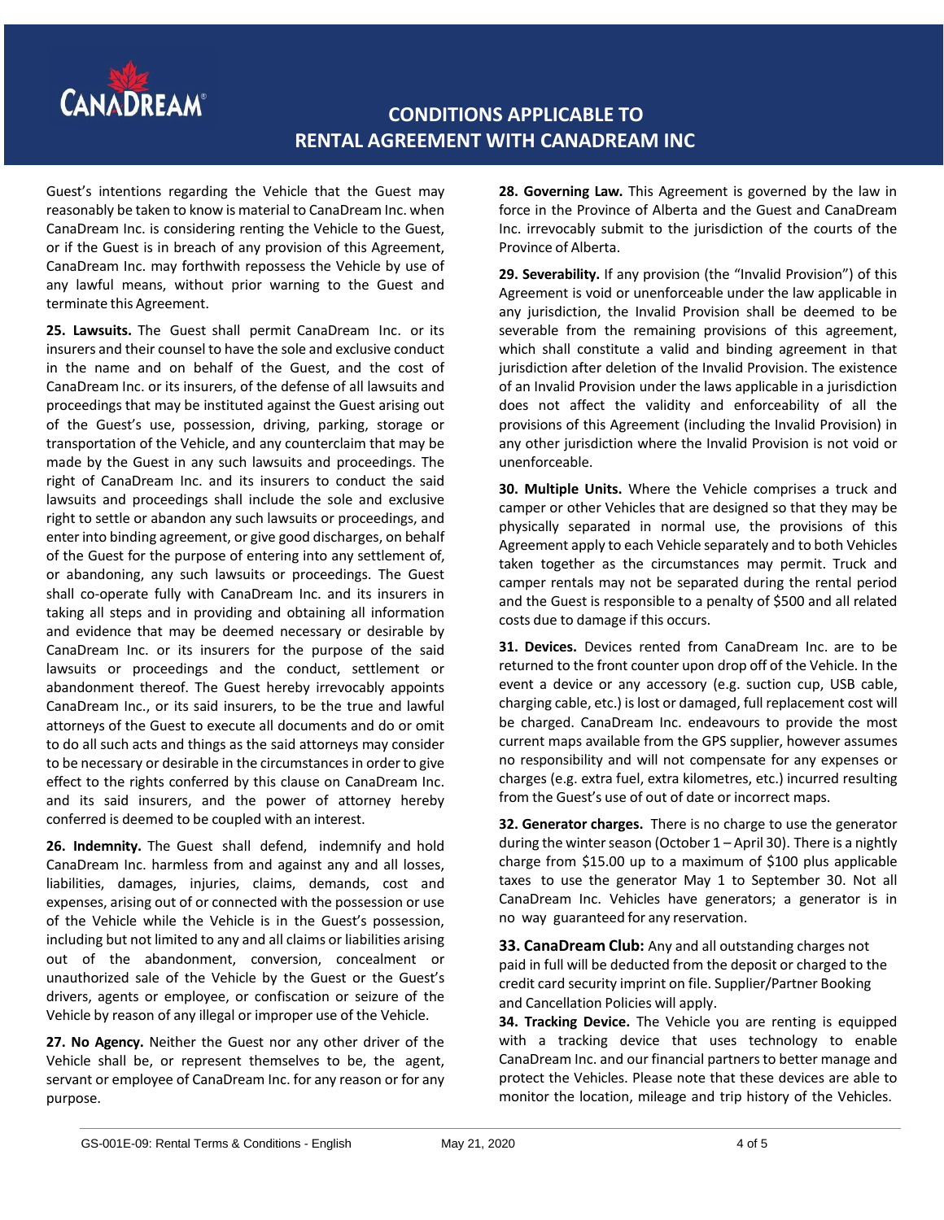Guest's intentions regarding the Vehicle that the Guest may reasonably be taken to know is material to CanaDream Inc. when CanaDream Inc. is considering renting the Vehicle to the Guest, or if the Guest is in breach of any provision of this Agreement, CanaDream Inc. may forthwith repossess the Vehicle by use of any lawful means, without prior warning to the Guest and terminate this Agreement.

**25. Lawsuits.** The Guest shall permit CanaDream Inc. or its insurers and their counsel to have the sole and exclusive conduct in the name and on behalf of the Guest, and the cost of CanaDream Inc. or its insurers, of the defense of all lawsuits and proceedings that may be instituted against the Guest arising out of the Guest's use, possession, driving, parking, storage or transportation of the Vehicle, and any counterclaim that may be made by the Guest in any such lawsuits and proceedings. The right of CanaDream Inc. and its insurers to conduct the said lawsuits and proceedings shall include the sole and exclusive right to settle or abandon any such lawsuits or proceedings, and enter into binding agreement, or give good discharges, on behalf of the Guest for the purpose of entering into any settlement of, or abandoning, any such lawsuits or proceedings. The Guest shall co-operate fully with CanaDream Inc. and its insurers in taking all steps and in providing and obtaining all information and evidence that may be deemed necessary or desirable by CanaDream Inc. or its insurers for the purpose of the said lawsuits or proceedings and the conduct, settlement or abandonment thereof. The Guest hereby irrevocably appoints CanaDream Inc., or its said insurers, to be the true and lawful attorneys of the Guest to execute all documents and do or omit to do all such acts and things as the said attorneys may consider to be necessary or desirable in the circumstances in order to give effect to the rights conferred by this clause on CanaDream Inc. and its said insurers, and the power of attorney hereby conferred is deemed to be coupled with an interest.

**26. Indemnity.** The Guest shall defend, indemnify and hold CanaDream Inc. harmless from and against any and all losses, liabilities, damages, injuries, claims, demands, cost and expenses, arising out of or connected with the possession or use of the Vehicle while the Vehicle is in the Guest's possession, including but not limited to any and all claims or liabilities arising out of the abandonment, conversion, concealment or unauthorized sale of the Vehicle by the Guest or the Guest's drivers, agents or employee, or confiscation or seizure of the Vehicle by reason of any illegal or improper use of the Vehicle.

**27. No Agency.** Neither the Guest nor any other driver of the Vehicle shall be, or represent themselves to be, the agent, servant or employee of CanaDream Inc. for any reason or for any purpose.

**28. Governing Law.** This Agreement is governed by the law in force in the Province of Alberta and the Guest and CanaDream Inc. irrevocably submit to the jurisdiction of the courts of the Province of Alberta.

**29. Severability.** If any provision (the "Invalid Provision") of this Agreement is void or unenforceable under the law applicable in any jurisdiction, the Invalid Provision shall be deemed to be severable from the remaining provisions of this agreement, which shall constitute a valid and binding agreement in that jurisdiction after deletion of the Invalid Provision. The existence of an Invalid Provision under the laws applicable in a jurisdiction does not affect the validity and enforceability of all the provisions of this Agreement (including the Invalid Provision) in any other jurisdiction where the Invalid Provision is not void or unenforceable.

**30. Multiple Units.** Where the Vehicle comprises a truck and camper or other Vehicles that are designed so that they may be physically separated in normal use, the provisions of this Agreement apply to each Vehicle separately and to both Vehicles taken together as the circumstances may permit. Truck and camper rentals may not be separated during the rental period and the Guest is responsible to a penalty of $500 and all related costs due to damage if this occurs.

**31. Devices.** Devices rented from CanaDream Inc. are to be returned to the front counter upon drop off of the Vehicle. In the event a device or any accessory (e.g. suction cup, USB cable, charging cable, etc.) is lost or damaged, full replacement cost will be charged. CanaDream Inc. endeavours to provide the most current maps available from the GPS supplier, however assumes no responsibility and will not compensate for any expenses or charges (e.g. extra fuel, extra kilometres, etc.) incurred resulting from the Guest's use of out of date or incorrect maps.

**32. Generator charges.** There is no charge to use the generator during the winter season (October 1 – April 30). There is a nightly charge from $15.00 up to a maximum of $100 plus applicable taxes to use the generator May 1 to September 30. Not all CanaDream Inc. Vehicles have generators; a generator is in no way guaranteed for any reservation.

**33. CanaDream Club:** Any and all outstanding charges not paid in full will be deducted from the deposit or charged to the credit card security imprint on file. Supplier/Partner Booking and Cancellation Policies will apply.

**34. Tracking Device.** The Vehicle you are renting is equipped with a tracking device that uses technology to enable CanaDream Inc. and our financial partners to better manage and protect the Vehicles. Please note that these devices are able to monitor the location, mileage and trip history of the Vehicles.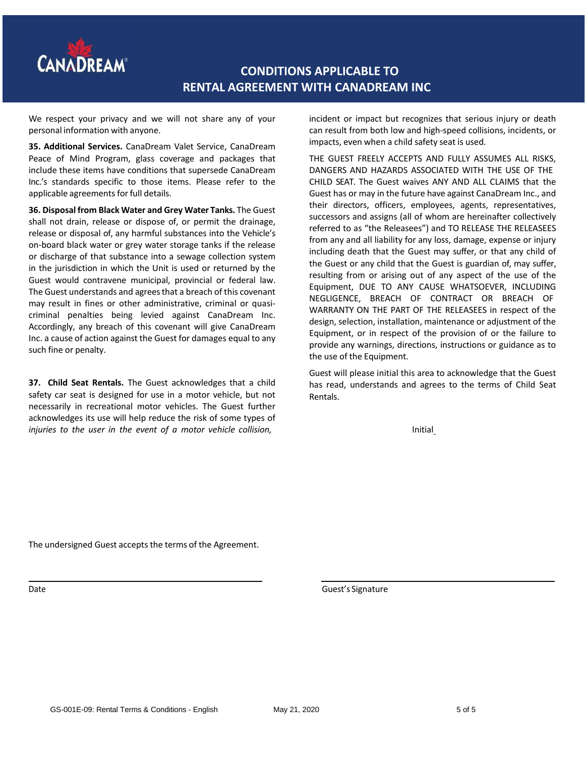# CONDITIONS APPLICABLE TO RENTAL AGREEMENT WITH CANADREAM INC

We respect your privacy and we will not share any of your personal information with anyone.

**35. Additional Services.** CanaDream Valet Service, CanaDream Peace of Mind Program, glass coverage and packages that include these items have conditions that supersede CanaDream Inc.'s standards specific to those items. Please refer to the applicable agreements for full details.

**36. Disposal from Black Water and Grey Water Tanks.** The Guest shall not drain, release or dispose of, or permit the drainage, release or disposal of, any harmful substances into the Vehicle's on-board black water or grey water storage tanks if the release or discharge of that substance into a sewage collection system in the jurisdiction in which the Unit is used or returned by the Guest would contravene municipal, provincial or federal law. The Guest understands and agrees that a breach of this covenant may result in fines or other administrative, criminal or quasi-criminal penalties being levied against CanaDream Inc. Accordingly, any breach of this covenant will give CanaDream Inc. a cause of action against the Guest for damages equal to any such fine or penalty.

**37. Child Seat Rentals.** The Guest acknowledges that a child safety car seat is designed for use in a motor vehicle, but not necessarily in recreational motor vehicles. The Guest further acknowledges its use will help reduce the risk of some types of *injuries to the user in the event of a motor vehicle collision,* incident or impact but recognizes that serious injury or death can result from both low and high-speed collisions, incidents, or impacts, even when a child safety seat is used.

THE GUEST FREELY ACCEPTS AND FULLY ASSUMES ALL RISKS, DANGERS AND HAZARDS ASSOCIATED WITH THE USE OF THE CHILD SEAT. The Guest waives ANY AND ALL CLAIMS that the Guest has or may in the future have against CanaDream Inc., and their directors, officers, employees, agents, representatives, successors and assigns (all of whom are hereinafter collectively referred to as "the Releasees") and TO RELEASE THE RELEASEES from any and all liability for any loss, damage, expense or injury including death that the Guest may suffer, or that any child of the Guest or any child that the Guest is guardian of, may suffer, resulting from or arising out of any aspect of the use of the Equipment, DUE TO ANY CAUSE WHATSOEVER, INCLUDING NEGLIGENCE, BREACH OF CONTRACT OR BREACH OF WARRANTY ON THE PART OF THE RELEASEES in respect of the design, selection, installation, maintenance or adjustment of the Equipment, or in respect of the provision of or the failure to provide any warnings, directions, instructions or guidance as to the use of the Equipment.

Guest will please initial this area to acknowledge that the Guest has read, understands and agrees to the terms of Child Seat Rentals.

Initial

The undersigned Guest accepts the terms of the Agreement.

Date

Guest's Signature